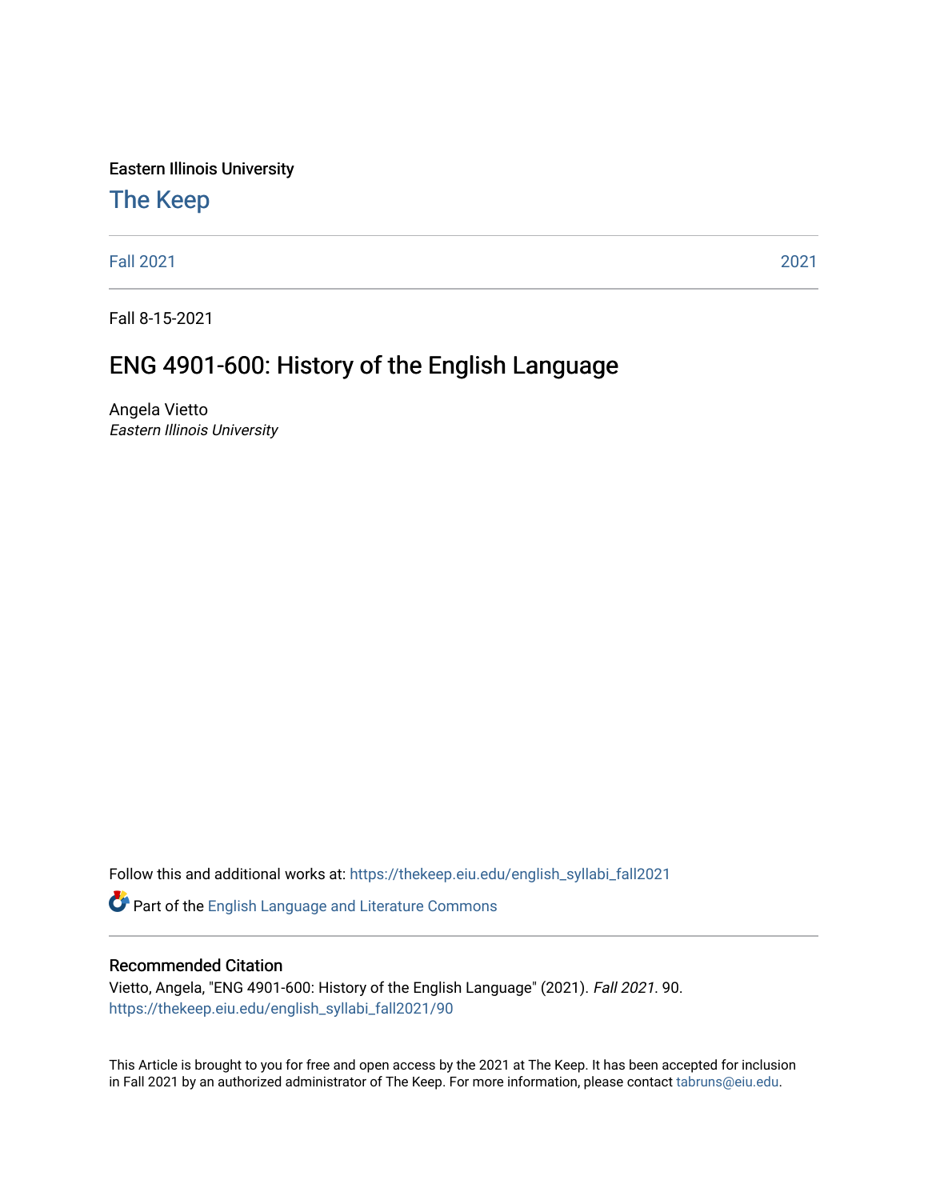Eastern Illinois University

# The Keep

Fall 2021 | 2021

Fall 8-15-2021

## ENG 4901-600: History of the English Language

Angela Vietto
*Eastern Illinois University*

Follow this and additional works at: https://thekeep.eiu.edu/english_syllabi_fall2021

Part of the English Language and Literature Commons

### Recommended Citation

Vietto, Angela, "ENG 4901-600: History of the English Language" (2021). *Fall 2021*. 90.
https://thekeep.eiu.edu/english_syllabi_fall2021/90

This Article is brought to you for free and open access by the 2021 at The Keep. It has been accepted for inclusion in Fall 2021 by an authorized administrator of The Keep. For more information, please contact tabruns@eiu.edu.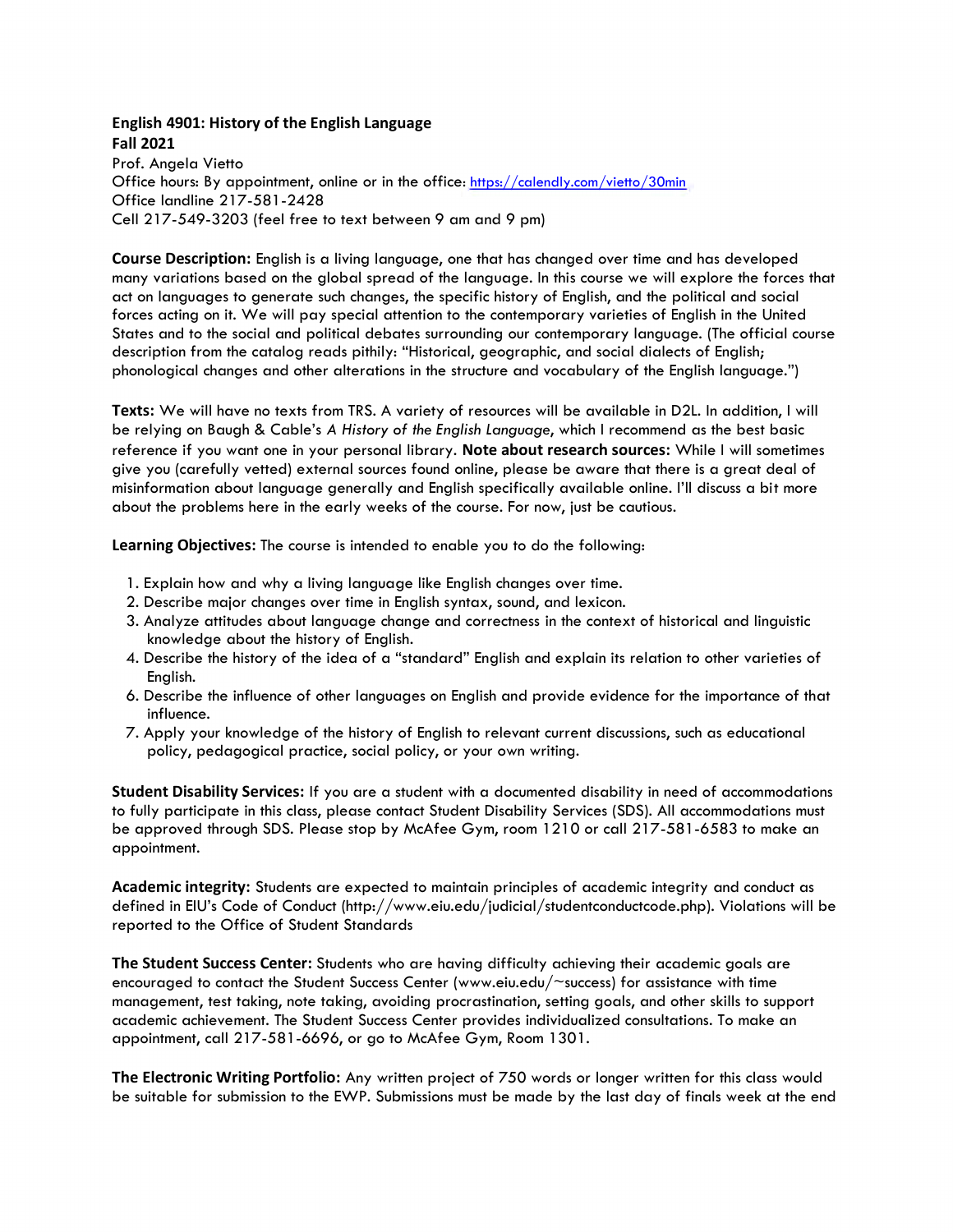**English 4901: History of the English Language**
**Fall 2021**

Prof. Angela Vietto
Office hours: By appointment, online or in the office: https://calendly.com/vietto/30min
Office landline 217-581-2428
Cell 217-549-3203 (feel free to text between 9 am and 9 pm)

**Course Description:** English is a living language, one that has changed over time and has developed many variations based on the global spread of the language. In this course we will explore the forces that act on languages to generate such changes, the specific history of English, and the political and social forces acting on it. We will pay special attention to the contemporary varieties of English in the United States and to the social and political debates surrounding our contemporary language. (The official course description from the catalog reads pithily: "Historical, geographic, and social dialects of English; phonological changes and other alterations in the structure and vocabulary of the English language.")

**Texts:** We will have no texts from TRS. A variety of resources will be available in D2L. In addition, I will be relying on Baugh & Cable's *A History of the English Language*, which I recommend as the best basic reference if you want one in your personal library. **Note about research sources:** While I will sometimes give you (carefully vetted) external sources found online, please be aware that there is a great deal of misinformation about language generally and English specifically available online. I'll discuss a bit more about the problems here in the early weeks of the course. For now, just be cautious.

**Learning Objectives:** The course is intended to enable you to do the following:

1. Explain how and why a living language like English changes over time.
2. Describe major changes over time in English syntax, sound, and lexicon.
3. Analyze attitudes about language change and correctness in the context of historical and linguistic knowledge about the history of English.
4. Describe the history of the idea of a "standard" English and explain its relation to other varieties of English.
6. Describe the influence of other languages on English and provide evidence for the importance of that influence.
7. Apply your knowledge of the history of English to relevant current discussions, such as educational policy, pedagogical practice, social policy, or your own writing.

**Student Disability Services:** If you are a student with a documented disability in need of accommodations to fully participate in this class, please contact Student Disability Services (SDS). All accommodations must be approved through SDS. Please stop by McAfee Gym, room 1210 or call 217-581-6583 to make an appointment.

**Academic integrity:** Students are expected to maintain principles of academic integrity and conduct as defined in EIU's Code of Conduct (http://www.eiu.edu/judicial/studentconductcode.php). Violations will be reported to the Office of Student Standards

**The Student Success Center:** Students who are having difficulty achieving their academic goals are encouraged to contact the Student Success Center (www.eiu.edu/~success) for assistance with time management, test taking, note taking, avoiding procrastination, setting goals, and other skills to support academic achievement. The Student Success Center provides individualized consultations. To make an appointment, call 217-581-6696, or go to McAfee Gym, Room 1301.

**The Electronic Writing Portfolio:** Any written project of 750 words or longer written for this class would be suitable for submission to the EWP. Submissions must be made by the last day of finals week at the end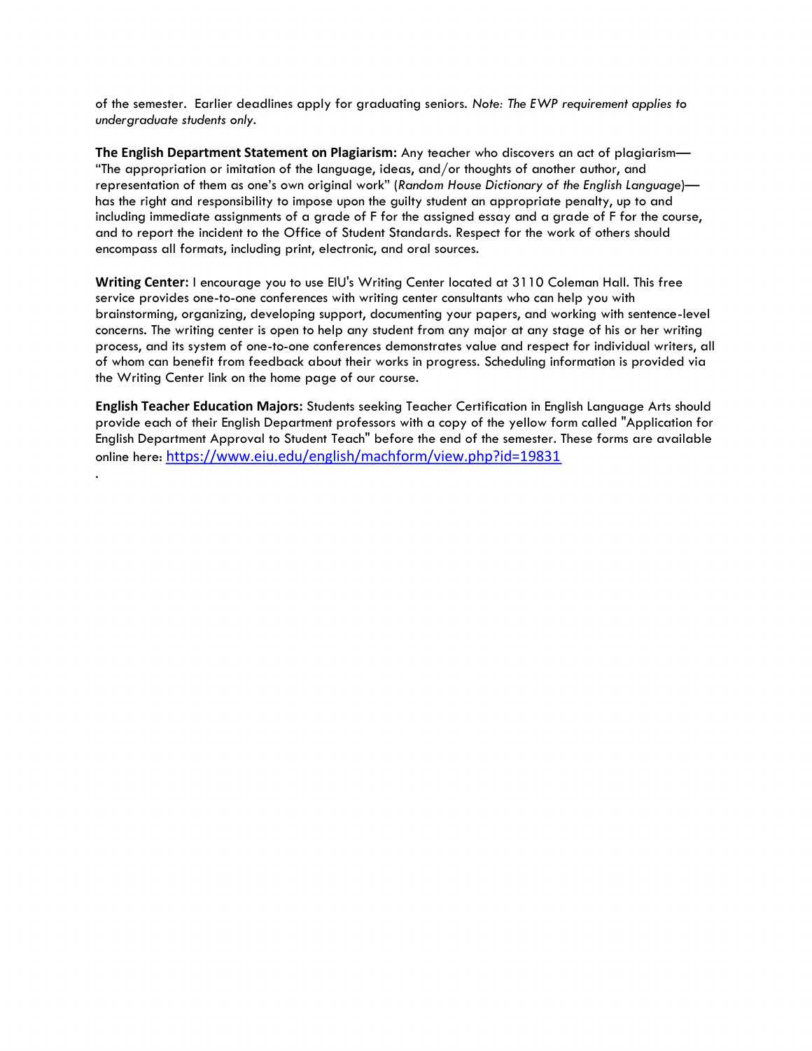of the semester. Earlier deadlines apply for graduating seniors. *Note: The EWP requirement applies to undergraduate students only.*

**The English Department Statement on Plagiarism:** Any teacher who discovers an act of plagiarism—"The appropriation or imitation of the language, ideas, and/or thoughts of another author, and representation of them as one's own original work" (*Random House Dictionary of the English Language*)—has the right and responsibility to impose upon the guilty student an appropriate penalty, up to and including immediate assignments of a grade of F for the assigned essay and a grade of F for the course, and to report the incident to the Office of Student Standards. Respect for the work of others should encompass all formats, including print, electronic, and oral sources.

**Writing Center:** I encourage you to use EIU's Writing Center located at 3110 Coleman Hall. This free service provides one-to-one conferences with writing center consultants who can help you with brainstorming, organizing, developing support, documenting your papers, and working with sentence-level concerns. The writing center is open to help any student from any major at any stage of his or her writing process, and its system of one-to-one conferences demonstrates value and respect for individual writers, all of whom can benefit from feedback about their works in progress. Scheduling information is provided via the Writing Center link on the home page of our course.

**English Teacher Education Majors:** Students seeking Teacher Certification in English Language Arts should provide each of their English Department professors with a copy of the yellow form called "Application for English Department Approval to Student Teach" before the end of the semester. These forms are available online here: https://www.eiu.edu/english/machform/view.php?id=19831

.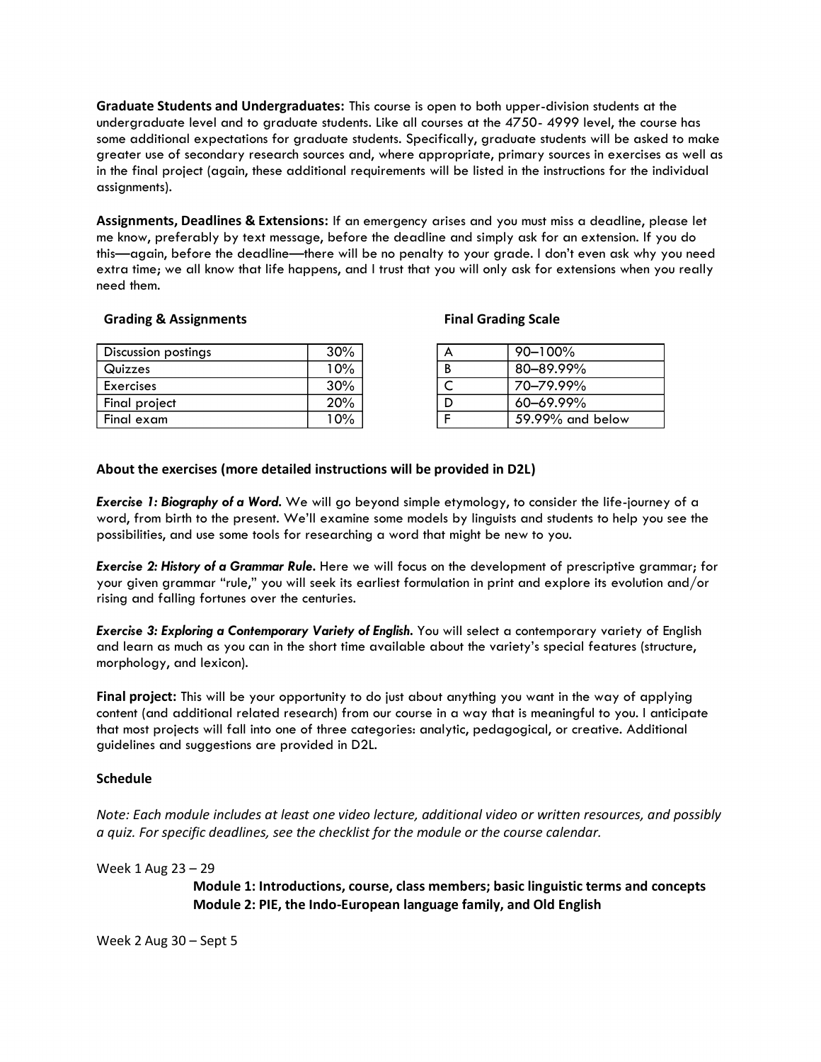**Graduate Students and Undergraduates:** This course is open to both upper-division students at the undergraduate level and to graduate students. Like all courses at the 4750- 4999 level, the course has some additional expectations for graduate students. Specifically, graduate students will be asked to make greater use of secondary research sources and, where appropriate, primary sources in exercises as well as in the final project (again, these additional requirements will be listed in the instructions for the individual assignments).

**Assignments, Deadlines & Extensions:** If an emergency arises and you must miss a deadline, please let me know, preferably by text message, before the deadline and simply ask for an extension. If you do this—again, before the deadline—there will be no penalty to your grade. I don't even ask why you need extra time; we all know that life happens, and I trust that you will only ask for extensions when you really need them.

**Grading & Assignments**

| Discussion postings | 30% |
|---|---|
| Quizzes | 10% |
| Exercises | 30% |
| Final project | 20% |
| Final exam | 10% |

**Final Grading Scale**

| A | 90–100% |
|---|---|
| B | 80–89.99% |
| C | 70–79.99% |
| D | 60–69.99% |
| F | 59.99% and below |

**About the exercises (more detailed instructions will be provided in D2L)**

***Exercise 1: Biography of a Word.*** We will go beyond simple etymology, to consider the life-journey of a word, from birth to the present. We'll examine some models by linguists and students to help you see the possibilities, and use some tools for researching a word that might be new to you.

***Exercise 2: History of a Grammar Rule.*** Here we will focus on the development of prescriptive grammar; for your given grammar "rule," you will seek its earliest formulation in print and explore its evolution and/or rising and falling fortunes over the centuries.

***Exercise 3: Exploring a Contemporary Variety of English.*** You will select a contemporary variety of English and learn as much as you can in the short time available about the variety's special features (structure, morphology, and lexicon).

**Final project:** This will be your opportunity to do just about anything you want in the way of applying content (and additional related research) from our course in a way that is meaningful to you. I anticipate that most projects will fall into one of three categories: analytic, pedagogical, or creative. Additional guidelines and suggestions are provided in D2L.

**Schedule**

*Note: Each module includes at least one video lecture, additional video or written resources, and possibly a quiz. For specific deadlines, see the checklist for the module or the course calendar.*

Week 1 Aug 23 – 29

**Module 1: Introductions, course, class members; basic linguistic terms and concepts**
**Module 2: PIE, the Indo-European language family, and Old English**

Week 2 Aug 30 – Sept 5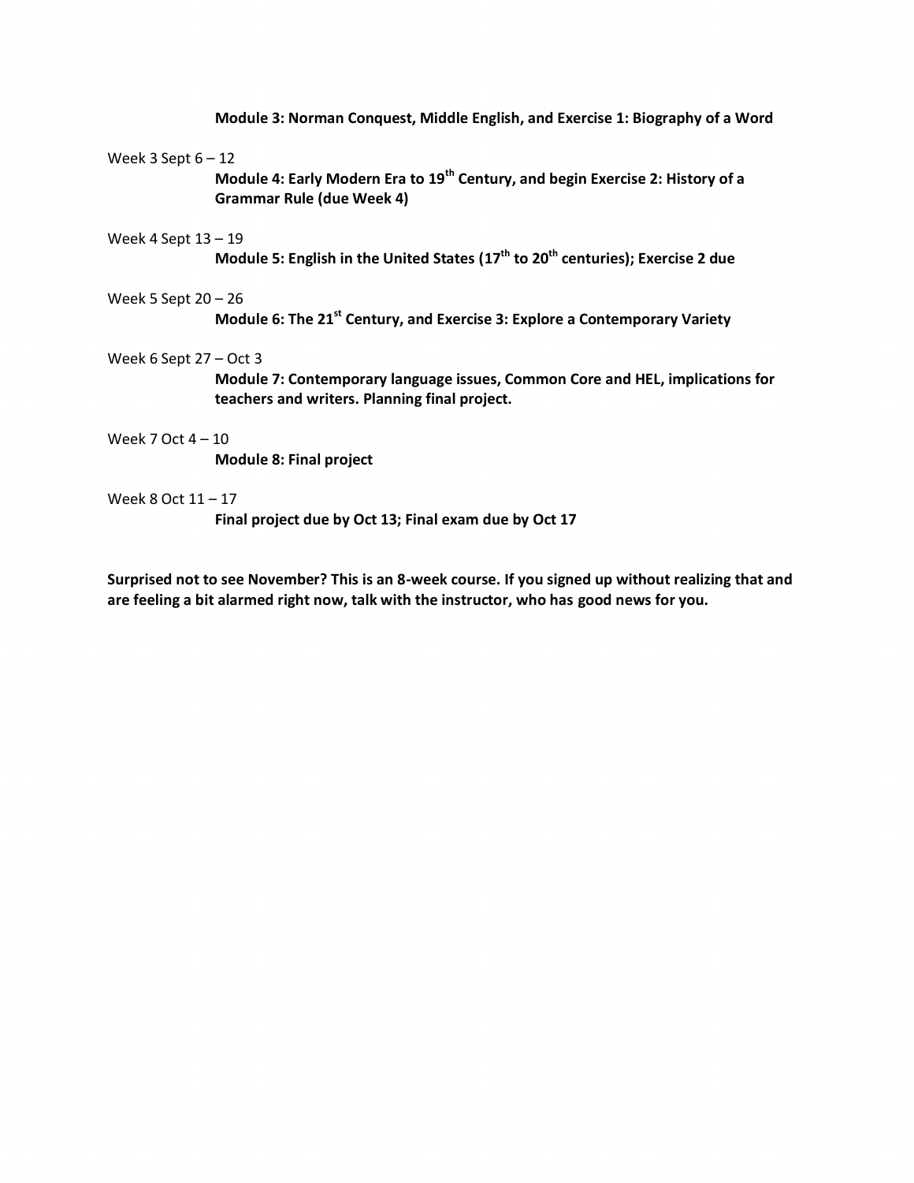**Module 3: Norman Conquest, Middle English, and Exercise 1: Biography of a Word**

Week 3 Sept 6 – 12

**Module 4: Early Modern Era to 19th Century, and begin Exercise 2: History of a Grammar Rule (due Week 4)**

Week 4 Sept 13 – 19

**Module 5: English in the United States (17th to 20th centuries); Exercise 2 due**

Week 5 Sept 20 – 26

**Module 6: The 21st Century, and Exercise 3: Explore a Contemporary Variety**

Week 6 Sept 27 – Oct 3

**Module 7: Contemporary language issues, Common Core and HEL, implications for teachers and writers. Planning final project.**

Week 7 Oct 4 – 10

**Module 8: Final project**

Week 8 Oct 11 – 17

**Final project due by Oct 13; Final exam due by Oct 17**

**Surprised not to see November? This is an 8-week course. If you signed up without realizing that and are feeling a bit alarmed right now, talk with the instructor, who has good news for you.**